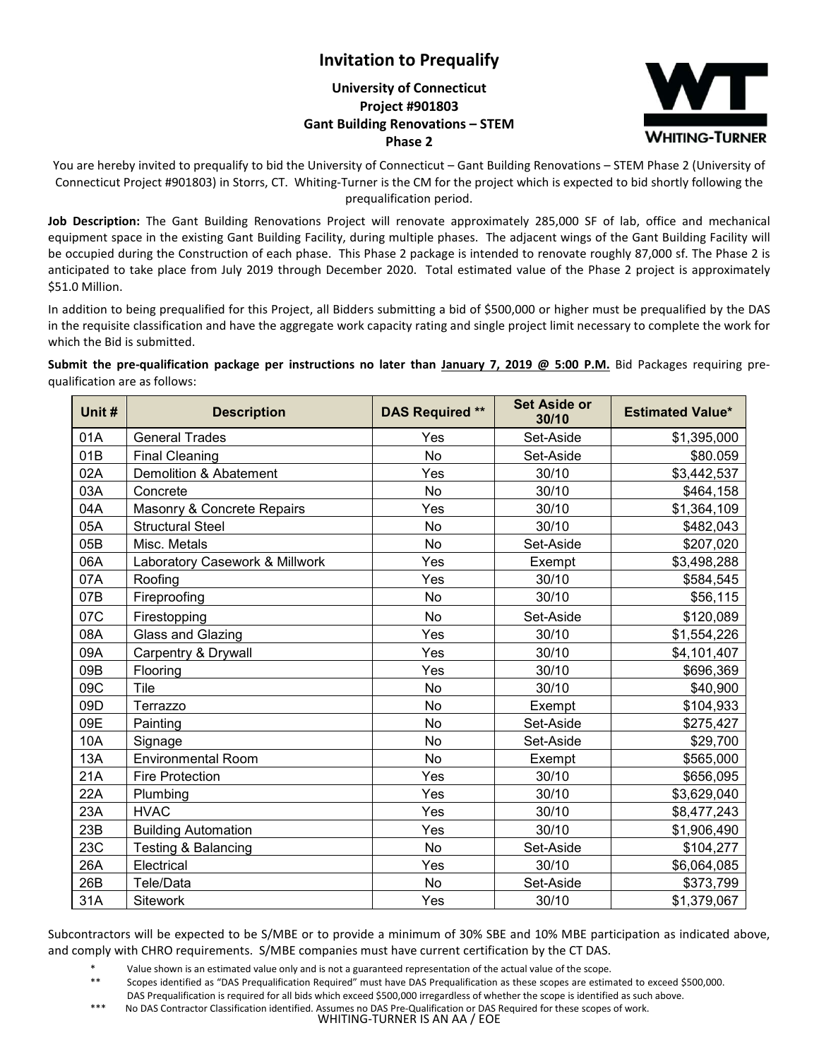# Invitation to Prequalify

**University of Connecticut**
**Project #901803**
**Gant Building Renovations – STEM**
**Phase 2**

WHITING-TURNER

You are hereby invited to prequalify to bid the University of Connecticut – Gant Building Renovations – STEM Phase 2 (University of Connecticut Project #901803) in Storrs, CT. Whiting-Turner is the CM for the project which is expected to bid shortly following the prequalification period.

**Job Description:** The Gant Building Renovations Project will renovate approximately 285,000 SF of lab, office and mechanical equipment space in the existing Gant Building Facility, during multiple phases. The adjacent wings of the Gant Building Facility will be occupied during the Construction of each phase. This Phase 2 package is intended to renovate roughly 87,000 sf. The Phase 2 is anticipated to take place from July 2019 through December 2020. Total estimated value of the Phase 2 project is approximately $51.0 Million.

In addition to being prequalified for this Project, all Bidders submitting a bid of $500,000 or higher must be prequalified by the DAS in the requisite classification and have the aggregate work capacity rating and single project limit necessary to complete the work for which the Bid is submitted.

**Submit the pre-qualification package per instructions no later than <u>January 7, 2019 @ 5:00 P.M.</u>** Bid Packages requiring pre-qualification are as follows:

| Unit # | Description | DAS Required ** | Set Aside or 30/10 | Estimated Value* |
|---|---|---|---|---|
| 01A | General Trades | Yes | Set-Aside | $1,395,000 |
| 01B | Final Cleaning | No | Set-Aside | $80.059 |
| 02A | Demolition & Abatement | Yes | 30/10 | $3,442,537 |
| 03A | Concrete | No | 30/10 | $464,158 |
| 04A | Masonry & Concrete Repairs | Yes | 30/10 | $1,364,109 |
| 05A | Structural Steel | No | 30/10 | $482,043 |
| 05B | Misc. Metals | No | Set-Aside | $207,020 |
| 06A | Laboratory Casework & Millwork | Yes | Exempt | $3,498,288 |
| 07A | Roofing | Yes | 30/10 | $584,545 |
| 07B | Fireproofing | No | 30/10 | $56,115 |
| 07C | Firestopping | No | Set-Aside | $120,089 |
| 08A | Glass and Glazing | Yes | 30/10 | $1,554,226 |
| 09A | Carpentry & Drywall | Yes | 30/10 | $4,101,407 |
| 09B | Flooring | Yes | 30/10 | $696,369 |
| 09C | Tile | No | 30/10 | $40,900 |
| 09D | Terrazzo | No | Exempt | $104,933 |
| 09E | Painting | No | Set-Aside | $275,427 |
| 10A | Signage | No | Set-Aside | $29,700 |
| 13A | Environmental Room | No | Exempt | $565,000 |
| 21A | Fire Protection | Yes | 30/10 | $656,095 |
| 22A | Plumbing | Yes | 30/10 | $3,629,040 |
| 23A | HVAC | Yes | 30/10 | $8,477,243 |
| 23B | Building Automation | Yes | 30/10 | $1,906,490 |
| 23C | Testing & Balancing | No | Set-Aside | $104,277 |
| 26A | Electrical | Yes | 30/10 | $6,064,085 |
| 26B | Tele/Data | No | Set-Aside | $373,799 |
| 31A | Sitework | Yes | 30/10 | $1,379,067 |

Subcontractors will be expected to be S/MBE or to provide a minimum of 30% SBE and 10% MBE participation as indicated above, and comply with CHRO requirements. S/MBE companies must have current certification by the CT DAS.

\* Value shown is an estimated value only and is not a guaranteed representation of the actual value of the scope.

\*\* Scopes identified as "DAS Prequalification Required" must have DAS Prequalification as these scopes are estimated to exceed $500,000. DAS Prequalification is required for all bids which exceed $500,000 irregardless of whether the scope is identified as such above.

\*\*\* No DAS Contractor Classification identified. Assumes no DAS Pre-Qualification or DAS Required for these scopes of work.

WHITING-TURNER IS AN AA / EOE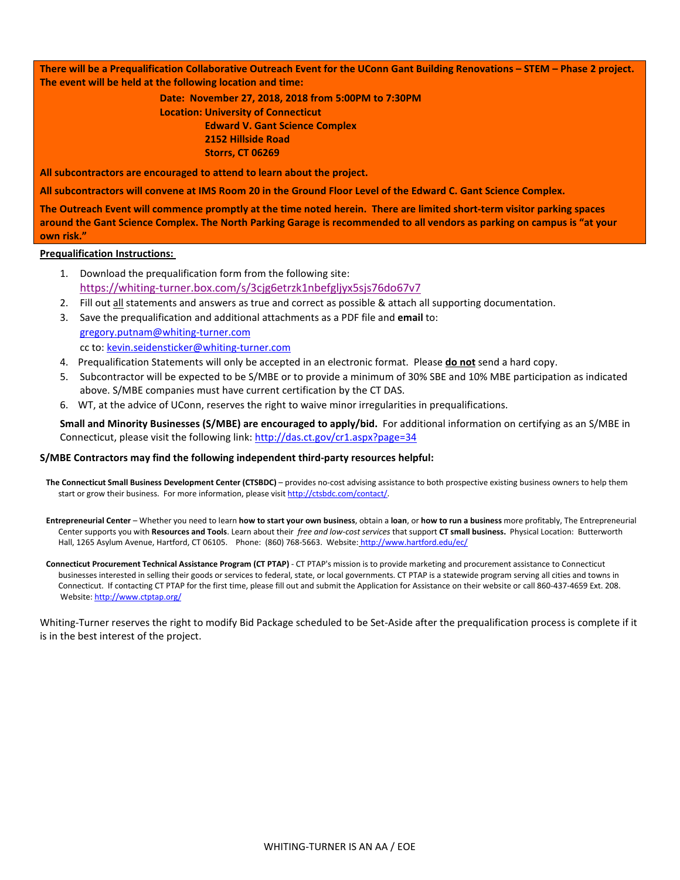**There will be a Prequalification Collaborative Outreach Event for the UConn Gant Building Renovations – STEM – Phase 2 project. The event will be held at the following location and time:**

**Date: November 27, 2018, 2018 from 5:00PM to 7:30PM**
**Location: University of Connecticut**
**Edward V. Gant Science Complex**
**2152 Hillside Road**
**Storrs, CT 06269**

**All subcontractors are encouraged to attend to learn about the project.**

**All subcontractors will convene at IMS Room 20 in the Ground Floor Level of the Edward C. Gant Science Complex.**

**The Outreach Event will commence promptly at the time noted herein. There are limited short-term visitor parking spaces around the Gant Science Complex. The North Parking Garage is recommended to all vendors as parking on campus is "at your own risk."**

**Prequalification Instructions:**

1. Download the prequalification form from the following site: https://whiting-turner.box.com/s/3cjg6etrzk1nbefgljyx5sjs76do67v7
2. Fill out all statements and answers as true and correct as possible & attach all supporting documentation.
3. Save the prequalification and additional attachments as a PDF file and **email** to: gregory.putnam@whiting-turner.com
   cc to: kevin.seidensticker@whiting-turner.com
4. Prequalification Statements will only be accepted in an electronic format. Please **do not** send a hard copy.
5. Subcontractor will be expected to be S/MBE or to provide a minimum of 30% SBE and 10% MBE participation as indicated above. S/MBE companies must have current certification by the CT DAS.
6. WT, at the advice of UConn, reserves the right to waive minor irregularities in prequalifications.

**Small and Minority Businesses (S/MBE) are encouraged to apply/bid.** For additional information on certifying as an S/MBE in Connecticut, please visit the following link: http://das.ct.gov/cr1.aspx?page=34

**S/MBE Contractors may find the following independent third-party resources helpful:**

**The Connecticut Small Business Development Center (CTSBDC)** – provides no-cost advising assistance to both prospective existing business owners to help them start or grow their business. For more information, please visit http://ctsbdc.com/contact/.

**Entrepreneurial Center** – Whether you need to learn **how to start your own business**, obtain a **loan**, or **how to run a business** more profitably, The Entrepreneurial Center supports you with **Resources and Tools**. Learn about their *free and low-cost services* that support **CT small business.** Physical Location: Butterworth Hall, 1265 Asylum Avenue, Hartford, CT 06105. Phone: (860) 768-5663. Website: http://www.hartford.edu/ec/

**Connecticut Procurement Technical Assistance Program (CT PTAP)** - CT PTAP's mission is to provide marketing and procurement assistance to Connecticut businesses interested in selling their goods or services to federal, state, or local governments. CT PTAP is a statewide program serving all cities and towns in Connecticut. If contacting CT PTAP for the first time, please fill out and submit the Application for Assistance on their website or call 860-437-4659 Ext. 208. Website: http://www.ctptap.org/

Whiting-Turner reserves the right to modify Bid Package scheduled to be Set-Aside after the prequalification process is complete if it is in the best interest of the project.

WHITING-TURNER IS AN AA / EOE